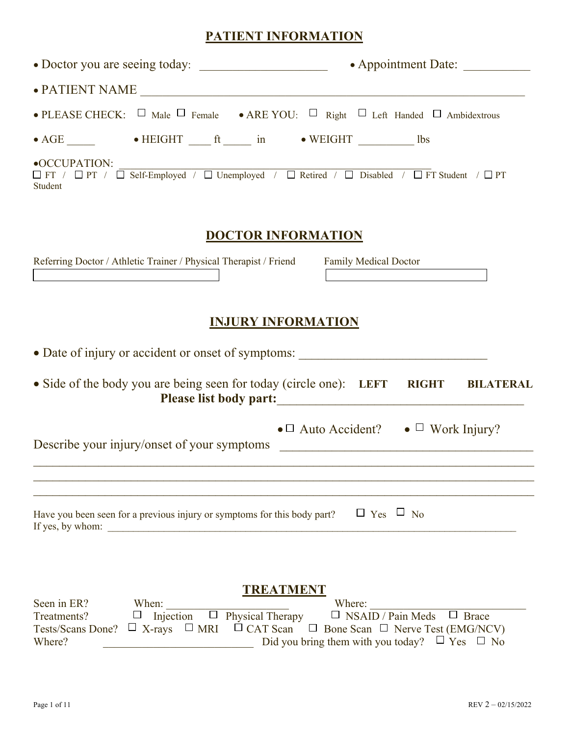## PATIENT INFORMATION

- Doctor you are seeing today: ____________________ • Appointment Date: __________
- PATIENT NAME ____________________________________________________________
- PLEASE CHECK: ☐ Male ☐ Female • ARE YOU: ☐ Right ☐ Left Handed ☐ Ambidextrous
- AGE _____ • HEIGHT ____ ft _____ in • WEIGHT __________ lbs
- OCCUPATION: ________________________________________________

☐ FT / ☐ PT / ☐ Self-Employed / ☐ Unemployed / ☐ Retired / ☐ Disabled / ☐ FT Student / ☐ PT Student

## DOCTOR INFORMATION

Referring Doctor / Athletic Trainer / Physical Therapist / Friend: ____________________

Family Medical Doctor: ____________________

## INJURY INFORMATION

- Date of injury or accident or onset of symptoms: ____________________________
- Side of the body you are being seen for today (circle one): **LEFT RIGHT BILATERAL**

**Please list body part:**________________________________________

- ☐ Auto Accident? • ☐ Work Injury?

Describe your injury/onset of your symptoms ________________________________________

___________________________________________________________________________

___________________________________________________________________________

___________________________________________________________________________

Have you been seen for a previous injury or symptoms for this body part? ☐ Yes ☐ No

If yes, by whom: ________________________________________________________________

## TREATMENT

Seen in ER? When: ______________________ Where: ____________________________

Treatments? ☐ Injection ☐ Physical Therapy ☐ NSAID / Pain Meds ☐ Brace

Tests/Scans Done? ☐ X-rays ☐ MRI ☐ CAT Scan ☐ Bone Scan ☐ Nerve Test (EMG/NCV)

Where? ___________________________ Did you bring them with you today? ☐ Yes ☐ No

REV 2 – 02/15/2022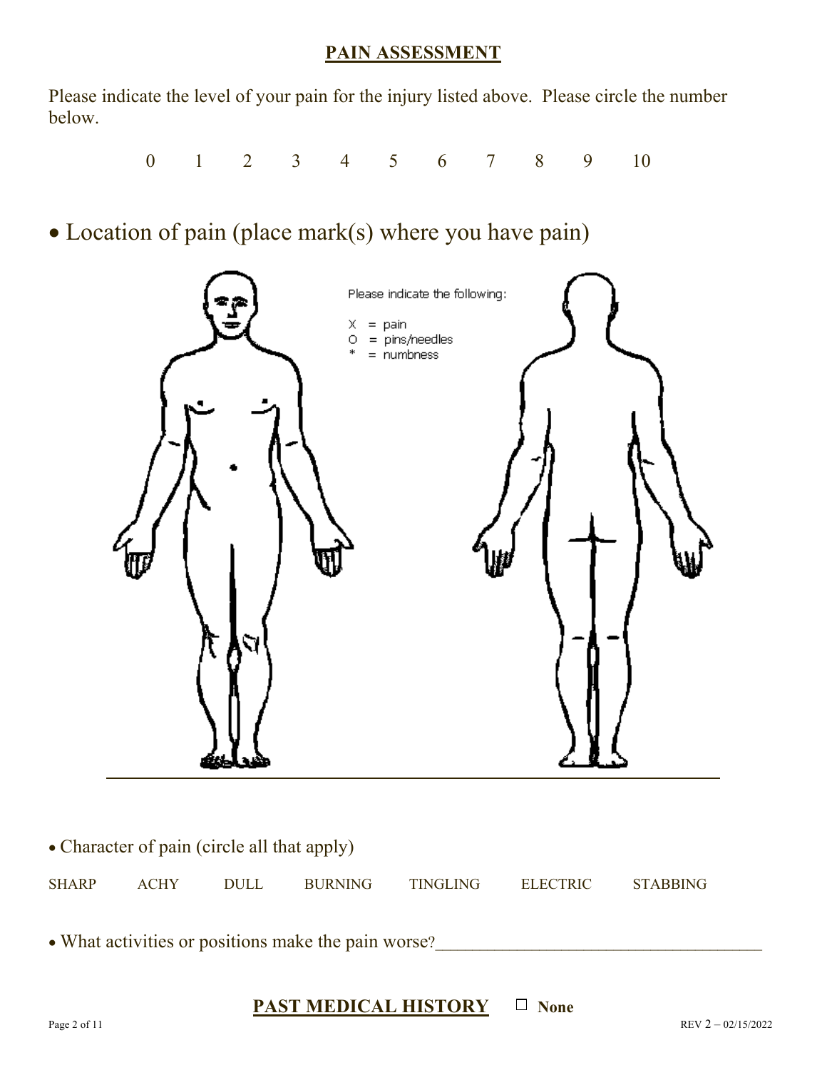## PAIN ASSESSMENT

Please indicate the level of your pain for the injury listed above. Please circle the number below.

0 1 2 3 4 5 6 7 8 9 10

- Location of pain (place mark(s) where you have pain)

Please indicate the following:

X = pain
O = pins/needles
* = numbness

- Character of pain (circle all that apply)

SHARP ACHY DULL BURNING TINGLING ELECTRIC STABBING

- What activities or positions make the pain worse?_____________________________________

## PAST MEDICAL HISTORY ☐ None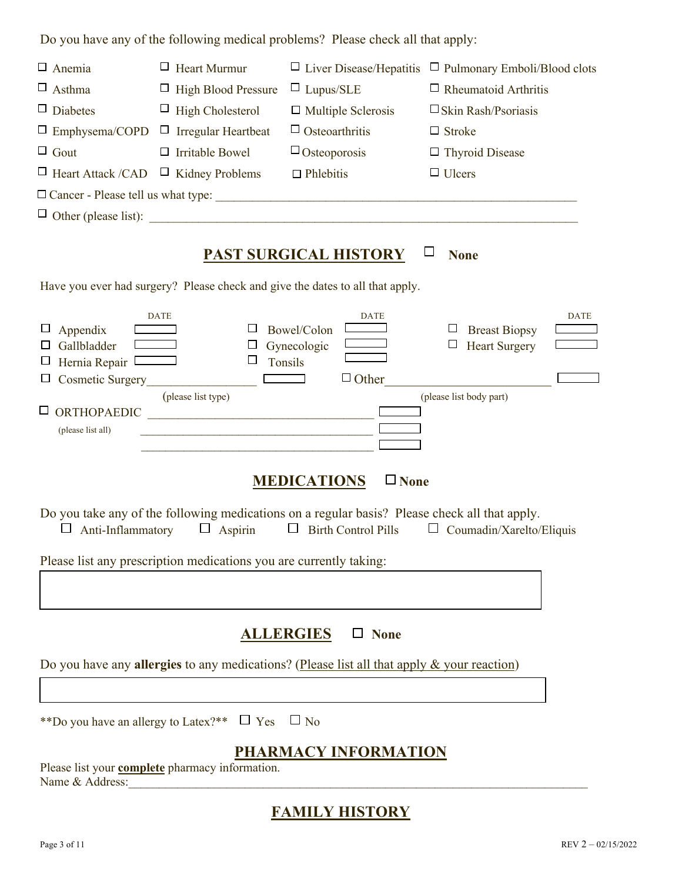Do you have any of the following medical problems? Please check all that apply:

| | | | |
|---|---|---|---|
| ☐ Anemia | ☐ Heart Murmur | ☐ Liver Disease/Hepatitis | ☐ Pulmonary Emboli/Blood clots |
| ☐ Asthma | ☐ High Blood Pressure | ☐ Lupus/SLE | ☐ Rheumatoid Arthritis |
| ☐ Diabetes | ☐ High Cholesterol | ☐ Multiple Sclerosis | ☐ Skin Rash/Psoriasis |
| ☐ Emphysema/COPD | ☐ Irregular Heartbeat | ☐ Osteoarthritis | ☐ Stroke |
| ☐ Gout | ☐ Irritable Bowel | ☐ Osteoporosis | ☐ Thyroid Disease |
| ☐ Heart Attack /CAD | ☐ Kidney Problems | ☐ Phlebitis | ☐ Ulcers |

☐ Cancer - Please tell us what type: ____________________________________________

☐ Other (please list): ____________________________________________

## PAST SURGICAL HISTORY ☐ None

Have you ever had surgery? Please check and give the dates to all that apply.

| | DATE | | DATE | | DATE |
|---|---|---|---|---|---|
| ☐ Appendix | ☐ | ☐ Bowel/Colon | ☐ | ☐ Breast Biopsy | ☐ |
| ☐ Gallbladder | ☐ | ☐ Gynecologic | ☐ | ☐ Heart Surgery | ☐ |
| ☐ Hernia Repair | ☐ | ☐ Tonsils | ☐ | | |

☐ Cosmetic Surgery_________________ ☐ ☐ Other_________________________ ☐

(please list type) (please list body part)

☐ ORTHOPAEDIC ____________________________________ ☐

(please list all) ____________________________________ ☐

____________________________________ ☐

## MEDICATIONS ☐ None

Do you take any of the following medications on a regular basis? Please check all that apply.

☐ Anti-Inflammatory ☐ Aspirin ☐ Birth Control Pills ☐ Coumadin/Xarelto/Eliquis

Please list any prescription medications you are currently taking:

________________________________________________

## ALLERGIES ☐ None

Do you have any **allergies** to any medications? (Please list all that apply & your reaction)

________________________________________________

**Do you have an allergy to Latex?** ☐ Yes ☐ No

## PHARMACY INFORMATION

Please list your **complete** pharmacy information.
Name & Address:____________________________________________

## FAMILY HISTORY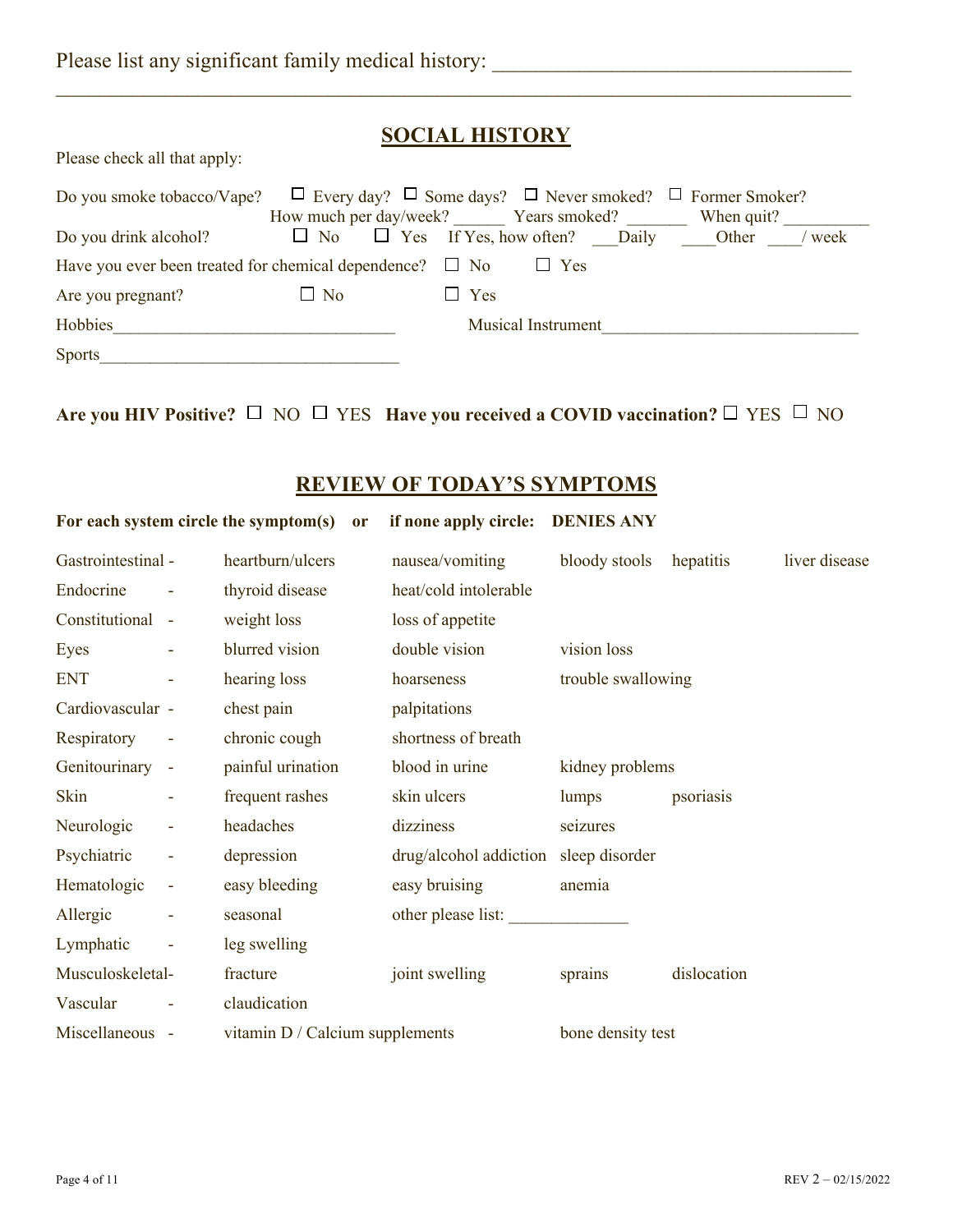Please list any significant family medical history: ________________________________

______________________________________________________________________________

## SOCIAL HISTORY

Please check all that apply:

Do you smoke tobacco/Vape? ☐ Every day? ☐ Some days? ☐ Never smoked? ☐ Former Smoker?
How much per day/week? ______ Years smoked? _______ When quit? _________

Do you drink alcohol? ☐ No ☐ Yes If Yes, how often? ___Daily ____Other ____/ week

Have you ever been treated for chemical dependence? ☐ No ☐ Yes

Are you pregnant? ☐ No ☐ Yes

Hobbies________________________________ Musical Instrument_____________________________

Sports__________________________________

**Are you HIV Positive?** ☐ NO ☐ YES **Have you received a COVID vaccination?** ☐ YES ☐ NO

## REVIEW OF TODAY'S SYMPTOMS

**For each system circle the symptom(s) or if none apply circle: DENIES ANY**

| System | | | | | |
|---|---|---|---|---|---|
| Gastrointestinal - | heartburn/ulcers | nausea/vomiting | bloody stools | hepatitis | liver disease |
| Endocrine - | thyroid disease | heat/cold intolerable | | | |
| Constitutional - | weight loss | loss of appetite | | | |
| Eyes - | blurred vision | double vision | vision loss | | |
| ENT - | hearing loss | hoarseness | trouble swallowing | | |
| Cardiovascular - | chest pain | palpitations | | | |
| Respiratory - | chronic cough | shortness of breath | | | |
| Genitourinary - | painful urination | blood in urine | kidney problems | | |
| Skin - | frequent rashes | skin ulcers | lumps | psoriasis | |
| Neurologic - | headaches | dizziness | seizures | | |
| Psychiatric - | depression | drug/alcohol addiction | sleep disorder | | |
| Hematologic - | easy bleeding | easy bruising | anemia | | |
| Allergic - | seasonal | other please list: _____________ | | | |
| Lymphatic - | leg swelling | | | | |
| Musculoskeletal- | fracture | joint swelling | sprains | dislocation | |
| Vascular - | claudication | | | | |
| Miscellaneous - | vitamin D / Calcium supplements | | bone density test | | |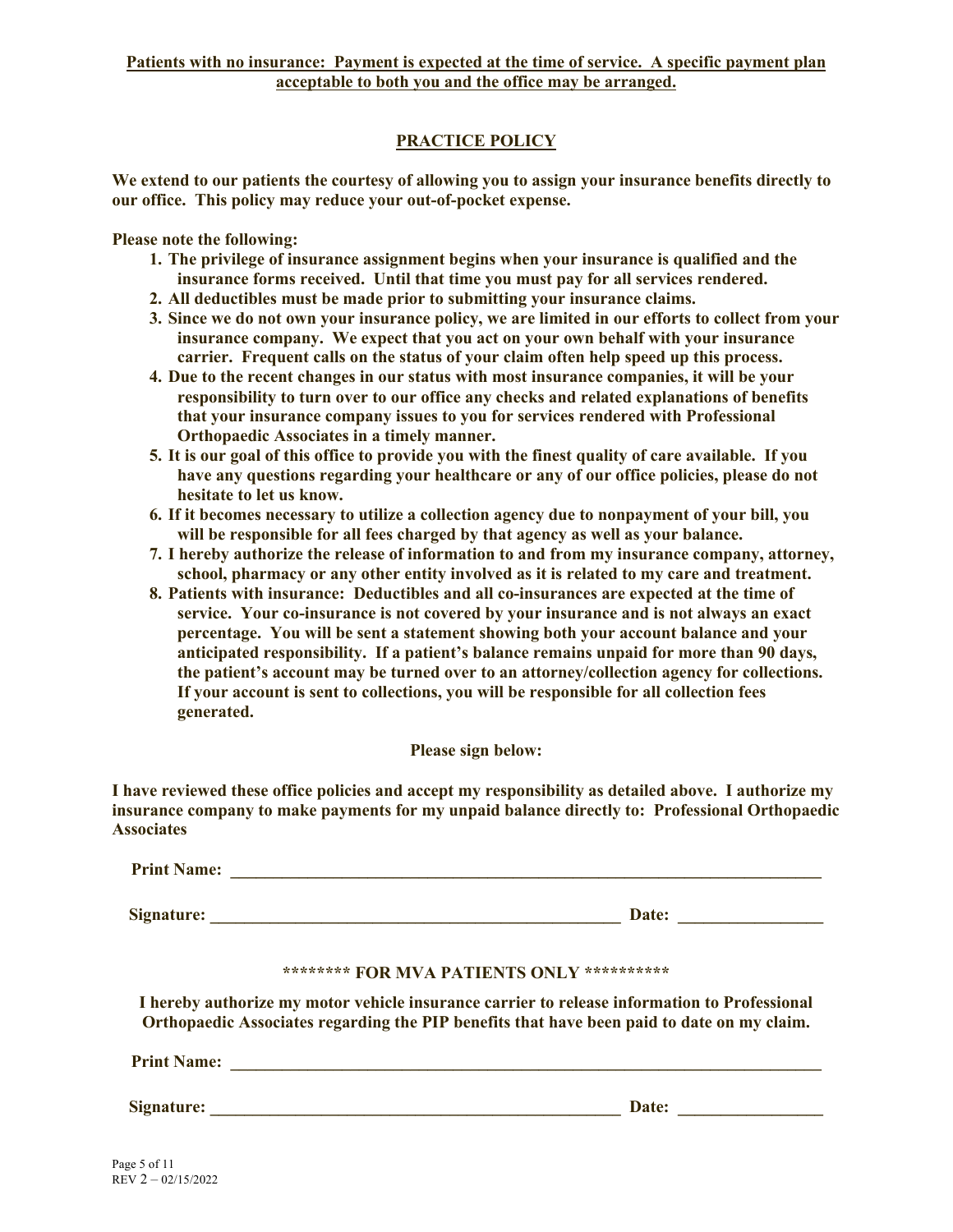**Patients with no insurance: Payment is expected at the time of service. A specific payment plan acceptable to both you and the office may be arranged.**

## PRACTICE POLICY

**We extend to our patients the courtesy of allowing you to assign your insurance benefits directly to our office. This policy may reduce your out-of-pocket expense.**

**Please note the following:**

1. **The privilege of insurance assignment begins when your insurance is qualified and the insurance forms received. Until that time you must pay for all services rendered.**
2. **All deductibles must be made prior to submitting your insurance claims.**
3. **Since we do not own your insurance policy, we are limited in our efforts to collect from your insurance company. We expect that you act on your own behalf with your insurance carrier. Frequent calls on the status of your claim often help speed up this process.**
4. **Due to the recent changes in our status with most insurance companies, it will be your responsibility to turn over to our office any checks and related explanations of benefits that your insurance company issues to you for services rendered with Professional Orthopaedic Associates in a timely manner.**
5. **It is our goal of this office to provide you with the finest quality of care available. If you have any questions regarding your healthcare or any of our office policies, please do not hesitate to let us know.**
6. **If it becomes necessary to utilize a collection agency due to nonpayment of your bill, you will be responsible for all fees charged by that agency as well as your balance.**
7. **I hereby authorize the release of information to and from my insurance company, attorney, school, pharmacy or any other entity involved as it is related to my care and treatment.**
8. **Patients with insurance: Deductibles and all co-insurances are expected at the time of service. Your co-insurance is not covered by your insurance and is not always an exact percentage. You will be sent a statement showing both your account balance and your anticipated responsibility. If a patient's balance remains unpaid for more than 90 days, the patient's account may be turned over to an attorney/collection agency for collections. If your account is sent to collections, you will be responsible for all collection fees generated.**

**Please sign below:**

**I have reviewed these office policies and accept my responsibility as detailed above. I authorize my insurance company to make payments for my unpaid balance directly to: Professional Orthopaedic Associates**

**Print Name:** ______________________________________________________________________

**Signature:** _______________________________________________ **Date:** ________________

**\*\*\*\*\*\*\*\* FOR MVA PATIENTS ONLY \*\*\*\*\*\*\*\*\*\***

**I hereby authorize my motor vehicle insurance carrier to release information to Professional Orthopaedic Associates regarding the PIP benefits that have been paid to date on my claim.**

**Print Name:** ______________________________________________________________________

**Signature:** _______________________________________________ **Date:** ________________

REV 2 – 02/15/2022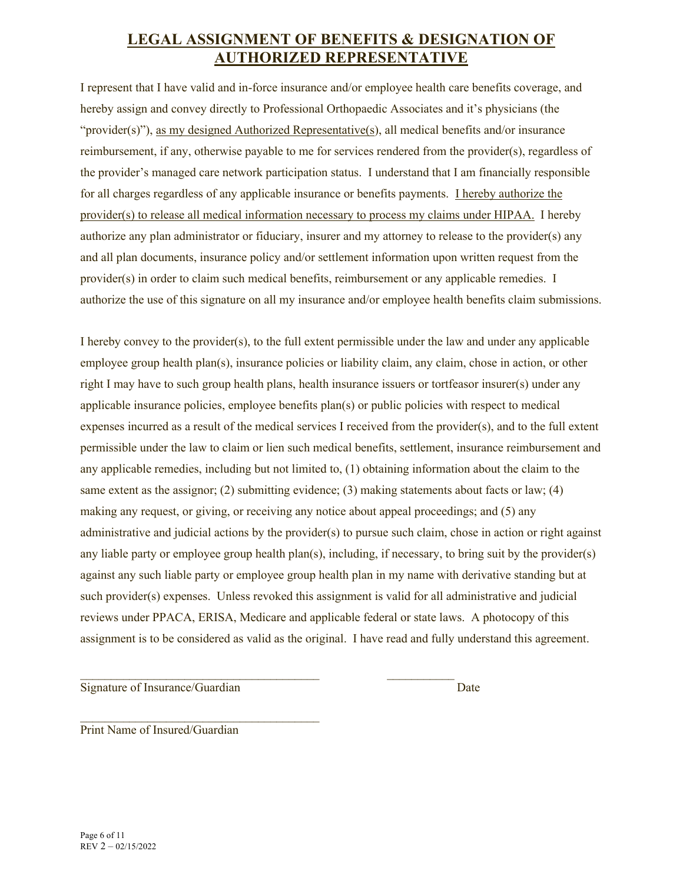# LEGAL ASSIGNMENT OF BENEFITS & DESIGNATION OF AUTHORIZED REPRESENTATIVE

I represent that I have valid and in-force insurance and/or employee health care benefits coverage, and hereby assign and convey directly to Professional Orthopaedic Associates and it's physicians (the "provider(s)"), as my designed Authorized Representative(s), all medical benefits and/or insurance reimbursement, if any, otherwise payable to me for services rendered from the provider(s), regardless of the provider's managed care network participation status. I understand that I am financially responsible for all charges regardless of any applicable insurance or benefits payments. I hereby authorize the provider(s) to release all medical information necessary to process my claims under HIPAA. I hereby authorize any plan administrator or fiduciary, insurer and my attorney to release to the provider(s) any and all plan documents, insurance policy and/or settlement information upon written request from the provider(s) in order to claim such medical benefits, reimbursement or any applicable remedies. I authorize the use of this signature on all my insurance and/or employee health benefits claim submissions.

I hereby convey to the provider(s), to the full extent permissible under the law and under any applicable employee group health plan(s), insurance policies or liability claim, any claim, chose in action, or other right I may have to such group health plans, health insurance issuers or tortfeasor insurer(s) under any applicable insurance policies, employee benefits plan(s) or public policies with respect to medical expenses incurred as a result of the medical services I received from the provider(s), and to the full extent permissible under the law to claim or lien such medical benefits, settlement, insurance reimbursement and any applicable remedies, including but not limited to, (1) obtaining information about the claim to the same extent as the assignor; (2) submitting evidence; (3) making statements about facts or law; (4) making any request, or giving, or receiving any notice about appeal proceedings; and (5) any administrative and judicial actions by the provider(s) to pursue such claim, chose in action or right against any liable party or employee group health plan(s), including, if necessary, to bring suit by the provider(s) against any such liable party or employee group health plan in my name with derivative standing but at such provider(s) expenses. Unless revoked this assignment is valid for all administrative and judicial reviews under PPACA, ERISA, Medicare and applicable federal or state laws. A photocopy of this assignment is to be considered as valid as the original. I have read and fully understand this agreement.

_______________________________________ ___________

Signature of Insurance/Guardian Date

_______________________________________

Print Name of Insured/Guardian

REV 2 – 02/15/2022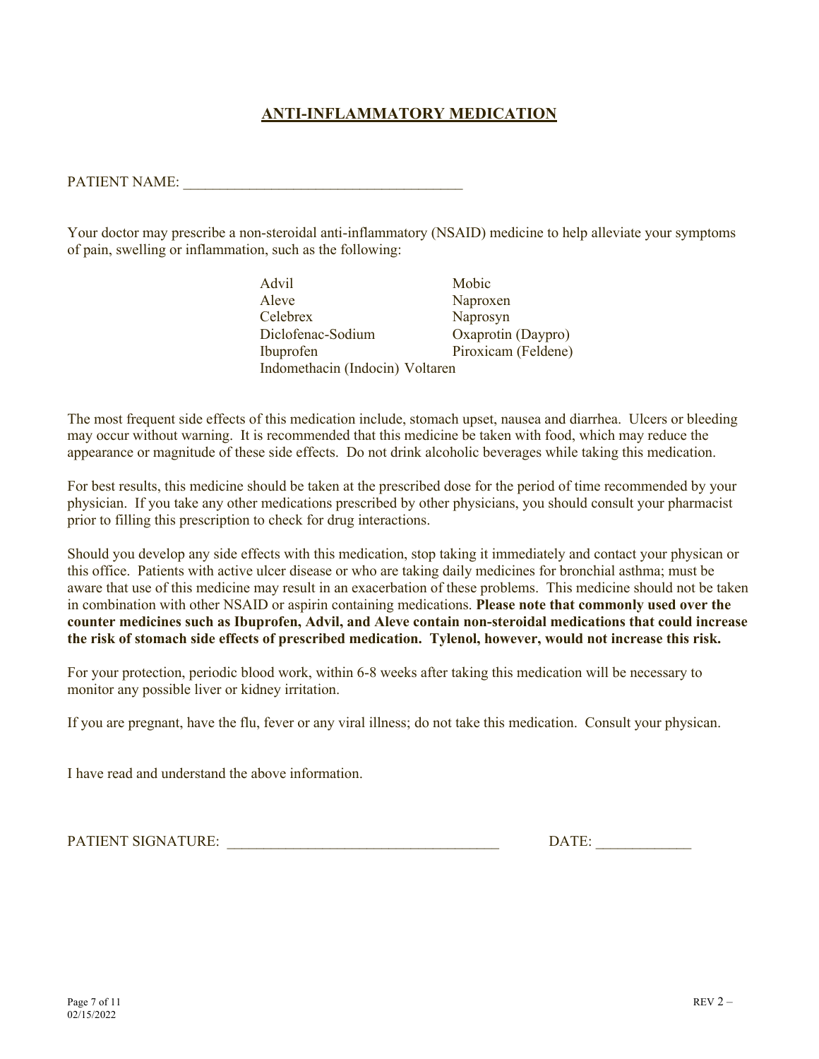# ANTI-INFLAMMATORY MEDICATION

PATIENT NAME: ______________________________________

Your doctor may prescribe a non-steroidal anti-inflammatory (NSAID) medicine to help alleviate your symptoms of pain, swelling or inflammation, such as the following:

| | |
|---|---|
| Advil | Mobic |
| Aleve | Naproxen |
| Celebrex | Naprosyn |
| Diclofenac-Sodium | Oxaprotin (Daypro) |
| Ibuprofen | Piroxicam (Feldene) |
| Indomethacin (Indocin) | Voltaren |

The most frequent side effects of this medication include, stomach upset, nausea and diarrhea. Ulcers or bleeding may occur without warning. It is recommended that this medicine be taken with food, which may reduce the appearance or magnitude of these side effects. Do not drink alcoholic beverages while taking this medication.

For best results, this medicine should be taken at the prescribed dose for the period of time recommended by your physician. If you take any other medications prescribed by other physicians, you should consult your pharmacist prior to filling this prescription to check for drug interactions.

Should you develop any side effects with this medication, stop taking it immediately and contact your physican or this office. Patients with active ulcer disease or who are taking daily medicines for bronchial asthma; must be aware that use of this medicine may result in an exacerbation of these problems. This medicine should not be taken in combination with other NSAID or aspirin containing medications. **Please note that commonly used over the counter medicines such as Ibuprofen, Advil, and Aleve contain non-steroidal medications that could increase the risk of stomach side effects of prescribed medication. Tylenol, however, would not increase this risk.**

For your protection, periodic blood work, within 6-8 weeks after taking this medication will be necessary to monitor any possible liver or kidney irritation.

If you are pregnant, have the flu, fever or any viral illness; do not take this medication. Consult your physican.

I have read and understand the above information.

PATIENT SIGNATURE: ____________________________________ DATE: _____________

02/15/2022

REV 2 –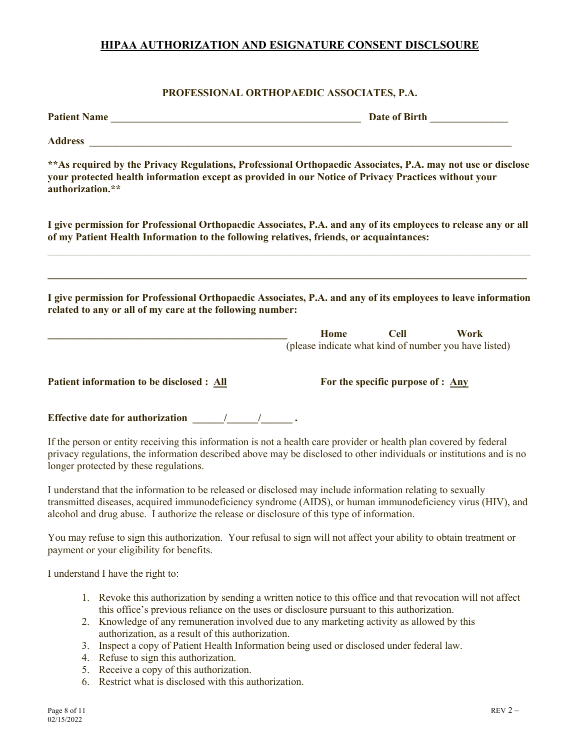# HIPAA AUTHORIZATION AND ESIGNATURE CONSENT DISCLSOURE

**PROFESSIONAL ORTHOPAEDIC ASSOCIATES, P.A.**

**Patient Name** ________________________________________________ **Date of Birth** ______________

**Address** ________________________________________________________________________________

****As required by the Privacy Regulations, Professional Orthopaedic Associates, P.A. may not use or disclose your protected health information except as provided in our Notice of Privacy Practices without your authorization.****

**I give permission for Professional Orthopaedic Associates, P.A. and any of its employees to release any or all of my Patient Health Information to the following relatives, friends, or acquaintances:**

______________________________________________________________________________________________

______________________________________________________________________________________________

**I give permission for Professional Orthopaedic Associates, P.A. and any of its employees to leave information related to any or all of my care at the following number:**

______________________________________________ **Home** **Cell** **Work**
(please indicate what kind of number you have listed)

**Patient information to be disclosed : <u>All</u>** **For the specific purpose of : <u>Any</u>**

**Effective date for authorization ______/______/______ .**

If the person or entity receiving this information is not a health care provider or health plan covered by federal privacy regulations, the information described above may be disclosed to other individuals or institutions and is no longer protected by these regulations.

I understand that the information to be released or disclosed may include information relating to sexually transmitted diseases, acquired immunodeficiency syndrome (AIDS), or human immunodeficiency virus (HIV), and alcohol and drug abuse. I authorize the release or disclosure of this type of information.

You may refuse to sign this authorization. Your refusal to sign will not affect your ability to obtain treatment or payment or your eligibility for benefits.

I understand I have the right to:

1. Revoke this authorization by sending a written notice to this office and that revocation will not affect this office's previous reliance on the uses or disclosure pursuant to this authorization.
2. Knowledge of any remuneration involved due to any marketing activity as allowed by this authorization, as a result of this authorization.
3. Inspect a copy of Patient Health Information being used or disclosed under federal law.
4. Refuse to sign this authorization.
5. Receive a copy of this authorization.
6. Restrict what is disclosed with this authorization.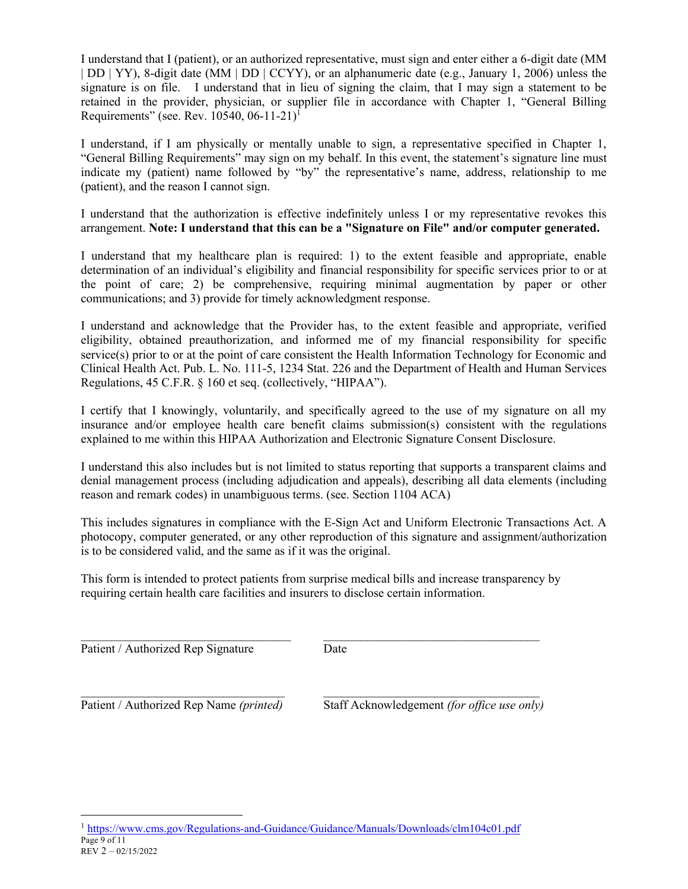I understand that I (patient), or an authorized representative, must sign and enter either a 6-digit date (MM | DD | YY), 8-digit date (MM | DD | CCYY), or an alphanumeric date (e.g., January 1, 2006) unless the signature is on file. I understand that in lieu of signing the claim, that I may sign a statement to be retained in the provider, physician, or supplier file in accordance with Chapter 1, "General Billing Requirements" (see. Rev. 10540, 06-11-21)[1]

I understand, if I am physically or mentally unable to sign, a representative specified in Chapter 1, "General Billing Requirements" may sign on my behalf. In this event, the statement's signature line must indicate my (patient) name followed by "by" the representative's name, address, relationship to me (patient), and the reason I cannot sign.

I understand that the authorization is effective indefinitely unless I or my representative revokes this arrangement. **Note: I understand that this can be a "Signature on File" and/or computer generated.**

I understand that my healthcare plan is required: 1) to the extent feasible and appropriate, enable determination of an individual's eligibility and financial responsibility for specific services prior to or at the point of care; 2) be comprehensive, requiring minimal augmentation by paper or other communications; and 3) provide for timely acknowledgment response.

I understand and acknowledge that the Provider has, to the extent feasible and appropriate, verified eligibility, obtained preauthorization, and informed me of my financial responsibility for specific service(s) prior to or at the point of care consistent the Health Information Technology for Economic and Clinical Health Act. Pub. L. No. 111-5, 1234 Stat. 226 and the Department of Health and Human Services Regulations, 45 C.F.R. § 160 et seq. (collectively, "HIPAA").

I certify that I knowingly, voluntarily, and specifically agreed to the use of my signature on all my insurance and/or employee health care benefit claims submission(s) consistent with the regulations explained to me within this HIPAA Authorization and Electronic Signature Consent Disclosure.

I understand this also includes but is not limited to status reporting that supports a transparent claims and denial management process (including adjudication and appeals), describing all data elements (including reason and remark codes) in unambiguous terms. (see. Section 1104 ACA)

This includes signatures in compliance with the E-Sign Act and Uniform Electronic Transactions Act. A photocopy, computer generated, or any other reproduction of this signature and assignment/authorization is to be considered valid, and the same as if it was the original.

This form is intended to protect patients from surprise medical bills and increase transparency by requiring certain health care facilities and insurers to disclose certain information.

\_\_\_\_\_\_\_\_\_\_\_\_\_\_\_\_\_\_\_\_\_\_\_\_\_\_\_\_\_\_\_\_ \_\_\_\_\_\_\_\_\_\_\_\_\_\_\_\_\_\_\_\_\_\_\_\_\_\_\_\_\_\_\_\_
Patient / Authorized Rep Signature Date

\_\_\_\_\_\_\_\_\_\_\_\_\_\_\_\_\_\_\_\_\_\_\_\_\_\_\_\_\_\_\_\_ \_\_\_\_\_\_\_\_\_\_\_\_\_\_\_\_\_\_\_\_\_\_\_\_\_\_\_\_\_\_\_\_
Patient / Authorized Rep Name *(printed)* Staff Acknowledgement *(for office use only)*

[1] https://www.cms.gov/Regulations-and-Guidance/Guidance/Manuals/Downloads/clm104c01.pdf

REV 2 – 02/15/2022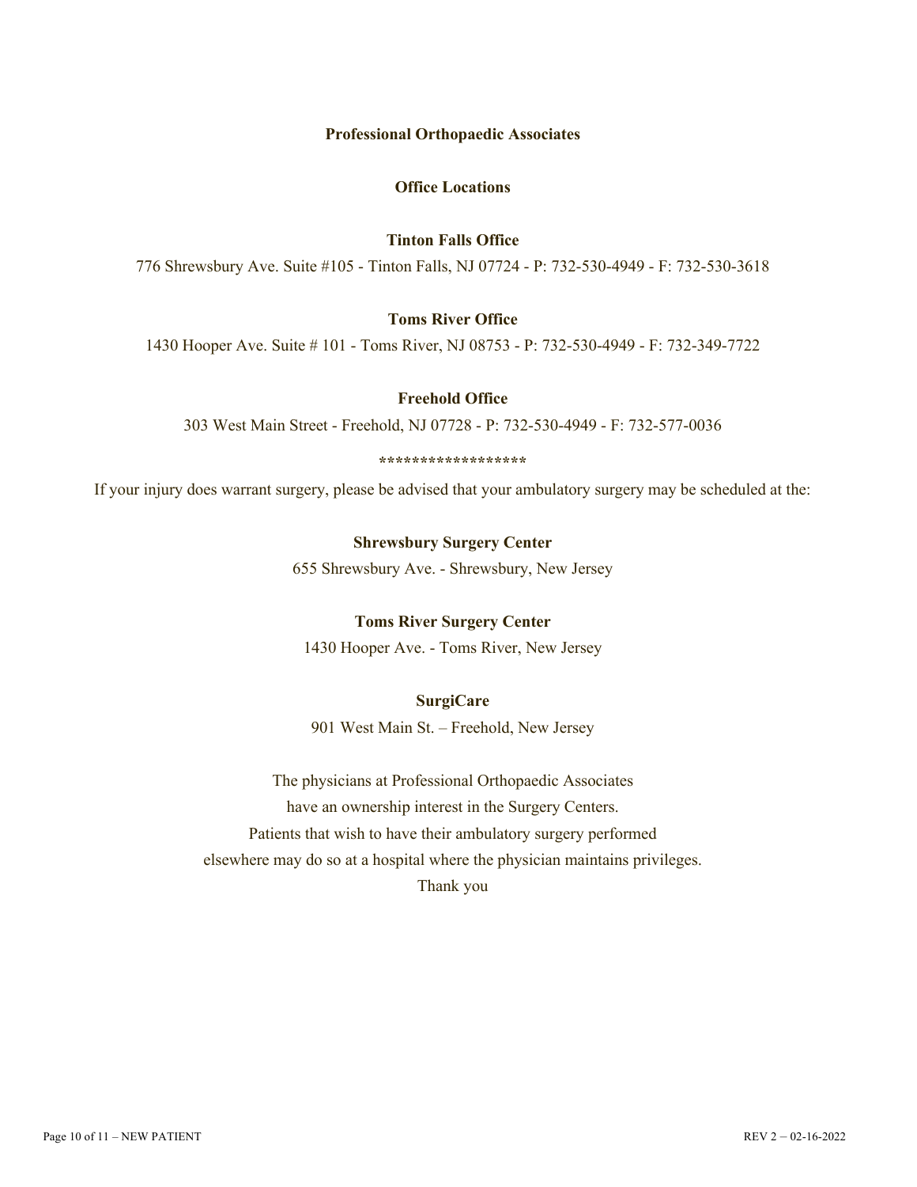# Professional Orthopaedic Associates

## Office Locations

### Tinton Falls Office

776 Shrewsbury Ave. Suite #105 - Tinton Falls, NJ 07724 - P: 732-530-4949 - F: 732-530-3618

### Toms River Office

1430 Hooper Ave. Suite # 101 - Toms River, NJ 08753 - P: 732-530-4949 - F: 732-349-7722

### Freehold Office

303 West Main Street - Freehold, NJ 07728 - P: 732-530-4949 - F: 732-577-0036

******************

If your injury does warrant surgery, please be advised that your ambulatory surgery may be scheduled at the:

**Shrewsbury Surgery Center**

655 Shrewsbury Ave. - Shrewsbury, New Jersey

**Toms River Surgery Center**

1430 Hooper Ave. - Toms River, New Jersey

**SurgiCare**

901 West Main St. – Freehold, New Jersey

The physicians at Professional Orthopaedic Associates
have an ownership interest in the Surgery Centers.
Patients that wish to have their ambulatory surgery performed
elsewhere may do so at a hospital where the physician maintains privileges.
Thank you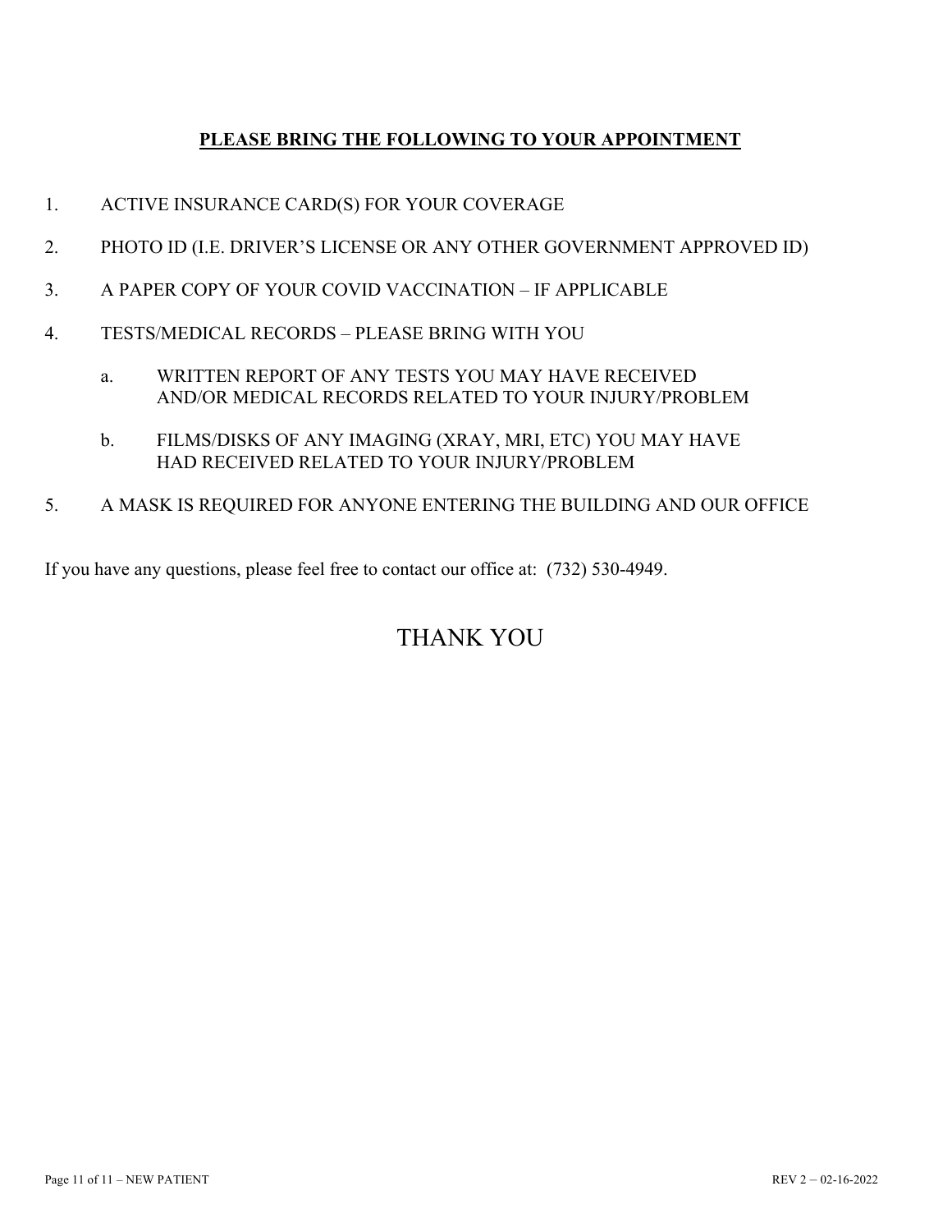## PLEASE BRING THE FOLLOWING TO YOUR APPOINTMENT

1. ACTIVE INSURANCE CARD(S) FOR YOUR COVERAGE
2. PHOTO ID (I.E. DRIVER'S LICENSE OR ANY OTHER GOVERNMENT APPROVED ID)
3. A PAPER COPY OF YOUR COVID VACCINATION – IF APPLICABLE
4. TESTS/MEDICAL RECORDS – PLEASE BRING WITH YOU
   a. WRITTEN REPORT OF ANY TESTS YOU MAY HAVE RECEIVED AND/OR MEDICAL RECORDS RELATED TO YOUR INJURY/PROBLEM
   b. FILMS/DISKS OF ANY IMAGING (XRAY, MRI, ETC) YOU MAY HAVE HAD RECEIVED RELATED TO YOUR INJURY/PROBLEM
5. A MASK IS REQUIRED FOR ANYONE ENTERING THE BUILDING AND OUR OFFICE

If you have any questions, please feel free to contact our office at: (732) 530-4949.

# THANK YOU